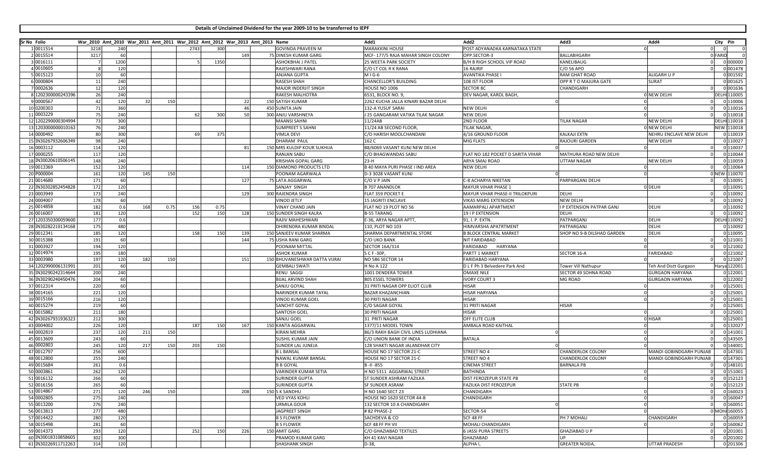**Details of Unclaimed Dividend for the year 2009-10 to be transferred to IEPF**

| Sr No | Folio | War_2010 | Amt_2010 | War_2011 | Amt_2011 | War_2012 | Amt_2012 | War_2013 | Amt_2013 | Name | Add1 | Add2 | Add3 | Add4 | City | Pin |
|---|---|---|---|---|---|---|---|---|---|---|---|---|---|---|---|---|
| 1 | 0011514 | 3218 | 240 | | | 2743 | 300 | | | GOVINDA PRAVEEN M | MARAKKINI HOUSE | POST ADYANADKA KARNATAKA STATE | 0 | 0 | 0 | 0 |
| 2 | 0015514 | 3217 | 60 | | | | | 149 | 75 | DINESH KUMAR GARG | MCF- 177/5 RAJA MAHAR SINGH COLONY | OPP.SECTOR-3 | BALLABHGARH | 0 | FARID | 0 |
| 3 | 0016111 | 7 | 1200 | | | 5 | 1350 | | | ASHOKBHAI J PATEL | 25 WEETA PARK SOCIETY | B/H B RISH SCHOOL VIP ROAD | KANELIBAUG | 0 | 0 | 000000 |
| 4 | 0010605 | 8 | 120 | | | | | | | RAJESHWARI RANA | C/O LT COL R K RANA | 16 RAJRIF | C/O 56 APO | 0 | 0 | 001478 |
| 5 | 0015123 | 10 | 60 | | | | | | | ANJANA GUPTA | M I G-6 | AVANTIKA PHASE I | RAM GHAT ROAD | ALIGARH U P | 0 | 001592 |
| 6 | 0000804 | 11 | 240 | | | | | | | RASESH SHAH | CHANCELLOR'S BUILDING | 108 IST FLOOR | OPP R T O MAJURA GATE | SURAT | 0 | 001625 |
| 7 | 0002636 | 12 | 120 | | | | | | | MAJOR INDERJIT SINGH | HOUSE NO 1006 | SECTOR 8C | CHANDIGARH | 0 | 0 | 001636 |
| 8 | 1202300000243396 | 26 | 240 | | | | | | | RAKESH MALHOTRA | 6531, BLOCK NO. 9, | DEV NAGAR, KAROL BAGH, | 0 | NEW DELHI | DELHI | 110005 |
| 9 | 0000567 | 42 | 120 | 32 | 150 | | | 22 | 150 | SATISH KUMAR | 2262 KUCHA JALLA KINARI BAZAR DELHI | 0 | 0 | 0 | 0 | 110006 |
| 10 | 0200303 | 71 | 360 | | | | | 46 | 450 | SUNITA JAIN | 132-A YUSUF SARAI | NEW DELHI | 0 | 0 | 0 | 110016 |
| 11 | 0003229 | 75 | 240 | | | 62 | 300 | 50 | 300 | ANJU VARSHNEYA | J 25 GANGARAM VATIKA TILAK NAGAR | NEW DELHI | 0 | 0 | 0 | 110018 |
| 12 | 1202290000304994 | 73 | 300 | | | | | | | MAANSI SAHNI | 11/24AB | 2ND FLOOR | TILAK NAGAR | NEW DELHI | DELHI | 110018 |
| 13 | 1203000000010163 | 76 | 240 | | | | | | | SUMPREET S SAHNI | 11/24 AB SECOND FLOOR, | TILAK NAGAR, | 0 | NEW DELHI | NEW | 110018 |
| 14 | 0000492 | 80 | 300 | | | 69 | 375 | | | VIMLA DEVI | C/O HARISH MOOLCHANDANI | 4/16 GROUND FLOOR | KALKAJI EXTN | NEHRU ENCLAVE NEW DELHI | 0 | 110019 |
| 15 | IN30267932606349 | 98 | 240 | | | | | | | DHARAM PAUL | 162 C | MIG FLATS | RAJOURI GARDEN | NEW DELHI | 0 | 110027 |
| 16 | 0003112 | 114 | 120 | | | | | 81 | 150 | MRS KULDIP KOUR SUKHIJA | BB/6069 VASANT KUNJ NEW DELHI | 0 | 0 | 0 | 0 | 110037 |
| 17 | 0000255 | 117 | 120 | | | | | | | RANJAN SABU | C/O BHAGWANDAS SABU | FLAT NO 182 POCKET D SARITA VIHAR | MATHURA ROAD NEW DELHI | 0 | 0 | 110044 |
| 18 | IN30020610506145 | 148 | 240 | | | | | | | KRISHAN GOPAL GARG | 23-H | ARYA SMAJ ROAD | UTTAM NAGAR | NEW DELHI | 0 | 110059 |
| 19 | 0013369 | 152 | 120 | | | | | 114 | 150 | DIAMOND PRODUCTS LTD | B 40 MAYA PURI PHASE I IND AREA | NEW DELHI | 0 | 0 | 0 | 110064 |
| 20 | P000004 | 161 | 120 | 145 | 150 | | | | | POONAM AGARWALA | D-3 3028 VASANT KUNJ | 0 | 0 | 0 | NEW | 110070 |
| 21 | 0014680 | 171 | 60 | | | | | 127 | 75 | LATA AGGARWAL | C/O V P JAIN | C-8 ACHARYA NIKETAN | PARPARGANJ DELHI | 0 | 0 | 110091 |
| 22 | IN30302852454828 | 172 | 120 | | | | | | | SANJAY SINGH | B 707 ANANDLOK | MAYUR VIHAR PHASE 1 | 0 | DELHI | 0 | 110091 |
| 23 | 0003949 | 173 | 240 | | | | | 129 | 300 | RAJENDRA SINGH | FLAT 359 POCKET E | MAYUR VIHAR PHASE-II TRILOKPURI | DELHI | 0 | 0 | 110092 |
| 24 | 0004007 | 178 | 60 | | | | | | | VINOD JETLY | 15 JAGRITI ENCLAVE | VIKAS MARG EXTENSION | NEW DELHI | 0 | 0 | 110092 |
| 25 | 0014858 | 182 | 0.6 | 168 | 0.75 | 156 | 0.75 | | | VINAY CHAND JAIN | FLAT NO 19 PLOT NO 56 | AAMARPALI APARTMENT | I P EXTENSION PATPAR GANJ | DELHI | 0 | 110092 |
| 26 | 0016007 | 181 | 120 | | | 152 | 150 | 128 | 150 | SUNDER SINGH KALRA | B-55 TARANG | 19 I P EXTENSION | DELHI | 0 | 0 | 110092 |
| 27 | 1203350300059600 | 177 | 0.6 | | | | | | | RAJIV MAHESHWARI | E-36, ARYA NAGAR APTT, | 91, I. P. EXTN. | PATPARGANJ | DELHI | DELHI | 110092 |
| 28 | IN30282210134168 | 175 | 480 | | | | | | | DHIRENDRA KUMAR BINDAL | 110, PLOT NO 103 | HIMVARSHA APATRTMENT | PATPARGANJ | DELHI | 0 | 110092 |
| 29 | 0012341 | 185 | 120 | | | 158 | 150 | 139 | 150 | SANJEEV KUMAR SHARMA | SHARMA DEPARTMENTAL STORE | B BLOCK CENTRAL MARKET | SHOP NO 9-B DILSHAD GARDEN | DELHI | 0 | 110095 |
| 30 | 0015388 | 191 | 60 | | | | | 144 | 75 | USHA RANI GARG | C/O UKO BANK | NIT FARIDABAD | 0 | 0 | 0 | 121001 |
| 31 | 0003927 | 194 | 120 | | | | | | | POONAM MITTAL | SECTOR 16A/314 | FARIDABAD HARYANA | 0 | 0 | 0 | 121002 |
| 32 | 0014974 | 195 | 180 | | | | | | | ASHOK KUMAR | S C F -30P, | PARTT 1 MARKET | SECTOR 16-A | FARIDABAD | 0 | 121002 |
| 33 | 0003980 | 197 | 120 | 182 | 150 | | | 151 | 150 | BHUVANESHWAR DATTA VIJRAI | NO 586 SECTOR 14 | FARIDABAD HARYANA | 0 | 0 | 0 | 121007 |
| 34 | 1202990006131991 | 201 | 60 | | | | | | | GEMBALI SWATI | H No A 122 | D L F Ph 3 Belvedere Park And | Tower VIII Nathupur | Teh And Distt Gurgaon | Harya | 122001 |
| 35 | IN30290242314644 | 200 | 240 | | | | | | | RENU SAGGI | 1001 DENDERA TOWER | OMAXE NILE | SECTOR 49 SOHNA ROAD | GURGAON HARYANA | 0 | 122001 |
| 36 | IN30290240450476 | 204 | 60 | | | | | | | BIJAL ARVIND SHAH | 805 ESSEL TOWERS | IVORY COURT 3 | MG ROAD | GURGAON HARYANA | 0 | 122002 |
| 37 | 0012314 | 220 | 60 | | | | | | | SANJU GOYAL | 31 PRITI NAGAR OPP ELIOT CLUB | HISAR | 0 | 0 | 0 | 125001 |
| 38 | 0014165 | 221 | 120 | | | | | | | NARINDER KUMAR TAYAL | BAZAR KHAZANCHIAN | HISAR HARYANA | 0 | 0 | 0 | 125001 |
| 39 | 0015166 | 216 | 120 | | | | | | | VINOD KUMAR GOEL | 30 PRITI NAGAR | HISAR | 0 | 0 | 0 | 125001 |
| 40 | 0015274 | 219 | 60 | | | | | | | SANCHIT GOYAL | C/O SAGAR GOYAL | 31 PRITI NAGAR | HISAR | 0 | 0 | 125001 |
| 41 | 0015882 | 211 | 180 | | | | | | | SANTOSH GOEL | 30 PRITI NAGAR | HISAR | 0 | 0 | 0 | 125001 |
| 42 | IN30267931936323 | 212 | 300 | | | | | | | SANJU GOEL | 31 PRITI NAGAR | OFF ELITE CLUB | 0 | HISAR | 0 | 125001 |
| 43 | 0004002 | 226 | 120 | | | 187 | 150 | 167 | 150 | KANTA AGGARWAL | 1377/11 MODEL TOWN | AMBALA ROAD KAITHAL | 0 | 0 | 0 | 132027 |
| 44 | 0002819 | 237 | 120 | 211 | 150 | | | | | KIRAN MEHRA | 86/3 RAKH BAGH CIVIL LINES LUDHIANA | 0 | 0 | 0 | 0 | 141001 |
| 45 | 0013609 | 243 | 60 | | | | | | | SUSHIL KUMAR JAIN | C/O UNION BANK OF INDIA | BATALA | 0 | 0 | 0 | 143505 |
| 46 | 0002803 | 245 | 120 | 217 | 150 | 203 | 150 | | | SUNDER LAL JUNEJA | 128 SHAKTI NAGAR JALANDHAR CITY | 0 | 0 | 0 | 0 | 144001 |
| 47 | 0012797 | 256 | 600 | | | | | | | B L BANSAL | HOUSE NO 17 SECTOR 21-C | STREET NO 4 | CHANDERLOK COLONY | MANDI GOBINDGARH PUNJAB | 0 | 147301 |
| 48 | 0012800 | 255 | 240 | | | | | | | NAWAL KUMAR BANSAL | HOUSE NO 17 SECTOR 21-C | STREET NO 4 | CHANDERLOK COLONY | MANDI GOBINDGARH PUNJAB | 0 | 147301 |
| 49 | 0015684 | 261 | 0.6 | | | | | | | B B GOYAL | B -II -855 | CINEMA STREET | BARNALA PB | 0 | 0 | 148101 |
| 50 | 0003861 | 262 | 120 | | | | | | | VARINDER KUMAR SETIA | H NO 5311 AGGARWAL STREET | BATHINDA | 0 | 0 | 0 | 151001 |
| 51 | 0016132 | 266 | 60 | | | | | | | SURINDER GUPTA | ST SUNDER ASHRAM FAZILKA | DIST FEROZEPUR STATE PB | 0 | 0 | 0 | 152123 |
| 52 | 0016156 | 265 | 60 | | | | | | | SURINDER GUPTA | SF SUNDER ASRAM | FAZILKA DIST FEROZEPUR | STATE PB | 0 | 0 | 152123 |
| 53 | 0014867 | 271 | 120 | 246 | 150 | | | 208 | 150 | S K SANDHU | H NO 1640 SECT 23 | CHANDIGARH | 0 | 0 | 0 | 160023 |
| 54 | 0002805 | 275 | 240 | | | | | | | VED VYAS KOHLI | HOUSE NO 1620 SECTOR 44-B | CHANDIGARH | 0 | 0 | 0 | 160047 |
| 55 | 0013200 | 276 | 240 | | | | | | | URMILA GOUR | 132 SECTOR 10 A CHANDIGARH | 0 | 0 | 0 | 0 | 160051 |
| 56 | 0013813 | 277 | 480 | | | | | | | JAGPREET SINGH | # 82 PHASE-2 | SECTOR-54 | 0 | 0 | MOH | 160055 |
| 57 | 0014422 | 280 | 120 | | | | | | | B S FLOWER | SACHDEVA & CO | SCF 48 FF | PH 7 MOHALI | CHANDIGARH | 0 | 160059 |
| 58 | 0015498 | 281 | 60 | | | | | | | B S FLOWER | SCF 48 FF PH VII | MOHALI CHANDIGARH | 0 | 0 | 0 | 160062 |
| 59 | 0014373 | 293 | 120 | | | 252 | 150 | 226 | 150 | AMIT GARG | C/O GHAZIABAD TEXTILES | 6 JASSI PURA STREETS | GHAZIABAD U P | 0 | 0 | 201001 |
| 60 | IN30018310858605 | 302 | 300 | | | | | | | PRAMOD KUMAR GARG | KH 41 KAVI NAGAR | GHAZIABAD | UP | 0 | 0 | 201002 |
| 61 | IN30226911712263 | 314 | 120 | | | | | | | SHASHANK SINGH | D-38, | ALPHA I, | GREATER NOIDA, | UTTAR PRADESH | 0 | 201306 |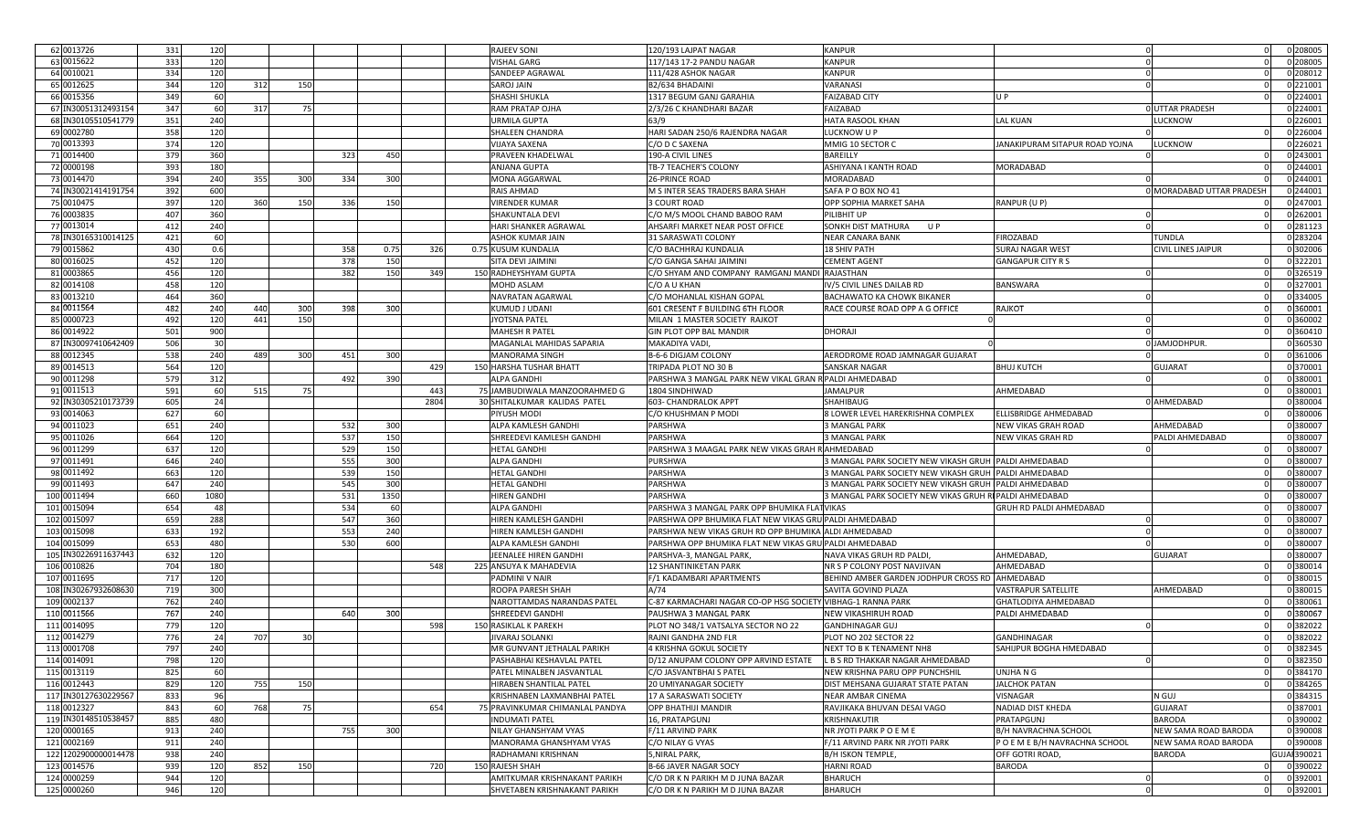| | | | | | | | | | | | | | | | | |
|---|---|---|---|---|---|---|---|---|---|---|---|---|---|---|---|---|
| 62 | 0013726 | 331 | 120 | | | | | | | RAJEEV SONI | 120/193 LAJPAT NAGAR | KANPUR | 0 | 0 | 0 | 208005 |
| 63 | 0015622 | 333 | 120 | | | | | | | VISHAL GARG | 117/143 17-2 PANDU NAGAR | KANPUR | 0 | 0 | 0 | 208005 |
| 64 | 0010021 | 334 | 120 | | | | | | | SANDEEP AGRAWAL | 111/428 ASHOK NAGAR | KANPUR | 0 | 0 | 0 | 208012 |
| 65 | 0012625 | 344 | 120 | 312 | 150 | | | | | SAROJ JAIN | B2/634 BHADAINI | VARANASI | 0 | 0 | 0 | 221001 |
| 66 | 0015356 | 349 | 60 | | | | | | | SHASHI SHUKLA | 1317 BEGUM GANJ GARAHIA | FAIZABAD CITY | U P | 0 | 0 | 224001 |
| 67 | IN30051312493154 | 347 | 60 | 317 | 75 | | | | | RAM PRATAP OJHA | 2/3/26 C KHANDHARI BAZAR | FAIZABAD | 0 | UTTAR PRADESH | 0 | 224001 |
| 68 | IN30105510541779 | 351 | 240 | | | | | | | URMILA GUPTA | 63/9 | HATA RASOOL KHAN | LAL KUAN | LUCKNOW | 0 | 226001 |
| 69 | 0002780 | 358 | 120 | | | | | | | SHALEEN CHANDRA | HARI SADAN 250/6 RAJENDRA NAGAR | LUCKNOW U P | 0 | 0 | 0 | 226004 |
| 70 | 0013393 | 374 | 120 | | | | | | | VIJAYA SAXENA | C/O D C SAXENA | MMIG 10 SECTOR C | JANAKIPURAM SITAPUR ROAD YOJNA | LUCKNOW | 0 | 226021 |
| 71 | 0014400 | 379 | 360 | | | 323 | 450 | | | PRAVEEN KHADELWAL | 190-A CIVIL LINES | BAREILLY | | 0 | 0 | 243001 |
| 72 | 0000198 | 393 | 180 | | | | | | | ANJANA GUPTA | TB-7 TEACHER'S COLONY | ASHIYANA I KANTH ROAD | MORADABAD | 0 | 0 | 244001 |
| 73 | 0014470 | 394 | 240 | 355 | 300 | 334 | 300 | | | MONA AGGARWAL | 26-PRINCE ROAD | MORADABAD | 0 | 0 | 0 | 244001 |
| 74 | IN30021414191754 | 392 | 600 | | | | | | | RAIS AHMAD | M S INTER SEAS TRADERS BARA SHAH | SAFA P O BOX NO 41 | 0 | MORADABAD UTTAR PRADESH | 0 | 244001 |
| 75 | 0010475 | 397 | 120 | 360 | 150 | 336 | 150 | | | VIRENDER KUMAR | 3 COURT ROAD | OPP SOPHIA MARKET SAHA | RANPUR (U P) | 0 | 0 | 247001 |
| 76 | 0003835 | 407 | 360 | | | | | | | SHAKUNTALA DEVI | C/O M/S MOOL CHAND BABOO RAM | PILIBHIT UP | 0 | 0 | 0 | 262001 |
| 77 | 0013014 | 412 | 240 | | | | | | | HARI SHANKER AGRAWAL | AHSARFI MARKET NEAR POST OFFICE | SONKH DIST MATHURA U P | 0 | 0 | 0 | 281123 |
| 78 | IN30165310014125 | 421 | 60 | | | | | | | ASHOK KUMAR JAIN | 31 SARASWATI COLONY | NEAR CANARA BANK | FIROZABAD | TUNDLA | 0 | 283204 |
| 79 | 0015862 | 430 | 0.6 | | | 358 | 0.75 | 326 | 0.75 | KUSUM KUNDALIA | C/O BACHHRAJ KUNDALIA | 18 SHIV PATH | SURAJ NAGAR WEST | CIVIL LINES JAIPUR | 0 | 302006 |
| 80 | 0016025 | 452 | 120 | | | 378 | 150 | | | SITA DEVI JAIMINI | C/O GANGA SAHAI JAIMINI | CEMENT AGENT | GANGAPUR CITY R S | 0 | 0 | 322201 |
| 81 | 0003865 | 456 | 120 | | | 382 | 150 | 349 | 150 | RADHEYSHYAM GUPTA | C/O SHYAM AND COMPANY RAMGANJ MANDI | RAJASTHAN | 0 | 0 | 0 | 326519 |
| 82 | 0014108 | 458 | 120 | | | | | | | MOHD ASLAM | C/O A U KHAN | IV/5 CIVIL LINES DAILAB RD | BANSWARA | 0 | 0 | 327001 |
| 83 | 0013210 | 464 | 360 | | | | | | | NAVRATAN AGARWAL | C/O MOHANLAL KISHAN GOPAL | BACHAWATO KA CHOWK BIKANER | 0 | 0 | 0 | 334005 |
| 84 | 0011564 | 482 | 240 | 440 | 300 | 398 | 300 | | | KUMUD J UDANI | 601 CRESENT F BUILDING 6TH FLOOR | RACE COURSE ROAD OPP A G OFFICE | RAJKOT | 0 | 0 | 360001 |
| 85 | 0000723 | 492 | 120 | 441 | 150 | | | | | JYOTSNA PATEL | MILAN 1 MASTER SOCIETY RAJKOT | 0 | 0 | 0 | 0 | 360002 |
| 86 | 0014922 | 501 | 900 | | | | | | | MAHESH R PATEL | GIN PLOT OPP BAL MANDIR | DHORAJI | 0 | 0 | 0 | 360410 |
| 87 | IN30097410642409 | 506 | 30 | | | | | | | MAGANLAL MAHIDAS SAPARIA | MAKADIYA VADI, | 0 | 0 | JAMJODHPUR. | 0 | 360530 |
| 88 | 0012345 | 538 | 240 | 489 | 300 | 451 | 300 | | | MANORAMA SINGH | B-6-6 DIGJAM COLONY | AERODROME ROAD JAMNAGAR GUJARAT | | 0 | 0 | 361006 |
| 89 | 0014513 | 564 | 120 | | | | | 429 | 150 | HARSHA TUSHAR BHATT | TRIPADA PLOT NO 30 B | SANSKAR NAGAR | BHUJ KUTCH | GUJARAT | 0 | 370001 |
| 90 | 0011298 | 579 | 312 | | | 492 | 390 | | | ALPA GANDHI | PARSHWA 3 MANGAL PARK NEW VIKAL GRAN R | PALDI AHMEDABAD | 0 | 0 | 0 | 380001 |
| 91 | 0011513 | 591 | 60 | 515 | 75 | | | 443 | 75 | JAMBUDIWALA MANZOORAHMED G | 1804 SINDHIWAD | JAMALPUR | AHMEDABAD | 0 | 0 | 380001 |
| 92 | IN30305210173739 | 605 | 24 | | | | | 2804 | 30 | SHITALKUMAR KALIDAS PATEL | 603- CHANDRALOK APPT | SHAHIBAUG | 0 | AHMEDABAD | 0 | 380004 |
| 93 | 0014063 | 627 | 60 | | | | | | | PIYUSH MODI | C/O KHUSHMAN P MODI | 8 LOWER LEVEL HAREKRISHNA COMPLEX | ELLISBRIDGE AHMEDABAD | 0 | 0 | 380006 |
| 94 | 0011023 | 651 | 240 | | | 532 | 300 | | | ALPA KAMLESH GANDHI | PARSHWA | 3 MANGAL PARK | NEW VIKAS GRAH ROAD | AHMEDABAD | 0 | 380007 |
| 95 | 0011026 | 664 | 120 | | | 537 | 150 | | | SHREEDEVI KAMLESH GANDHI | PARSHWA | 3 MANGAL PARK | NEW VIKAS GRAH RD | PALDI AHMEDABAD | 0 | 380007 |
| 96 | 0011299 | 637 | 120 | | | 529 | 150 | | | HETAL GANDHI | PARSHWA 3 MAAGAL PARK NEW VIKAS GRAH R | AHMEDABAD | 0 | 0 | 0 | 380007 |
| 97 | 0011491 | 646 | 240 | | | 555 | 300 | | | ALPA GANDHI | PURSHWA | 3 MANGAL PARK SOCIETY NEW VIKASH GRUH | PALDI AHMEDABAD | 0 | 0 | 380007 |
| 98 | 0011492 | 663 | 120 | | | 539 | 150 | | | HETAL GANDHI | PARSHWA | 3 MANGAL PARK SOCIETY NEW VIKASH GRUH | PALDI AHMEDABAD | 0 | 0 | 380007 |
| 99 | 0011493 | 647 | 240 | | | 545 | 300 | | | HETAL GANDHI | PARSHWA | 3 MANGAL PARK SOCIETY NEW VIKASH GRUH | PALDI AHMEDABAD | 0 | 0 | 380007 |
| 100 | 0011494 | 660 | 1080 | | | 531 | 1350 | | | HIREN GANDHI | PARSHWA | 3 MANGAL PARK SOCIETY NEW VIKAS GRUH R | PALDI AHMEDABAD | 0 | 0 | 380007 |
| 101 | 0015094 | 654 | 48 | | | 534 | 60 | | | ALPA GANDHI | PARSHWA 3 MANGAL PARK OPP BHUMIKA FLAT | VIKAS | GRUH RD PALDI AHMEDABAD | 0 | 0 | 380007 |
| 102 | 0015097 | 659 | 288 | | | 547 | 360 | | | HIREN KAMLESH GANDHI | PARSHWA OPP BHUMIKA FLAT NEW VIKAS GRU | PALDI AHMEDABAD | 0 | 0 | 0 | 380007 |
| 103 | 0015098 | 633 | 192 | | | 553 | 240 | | | HIREN KAMLESH GANDHI | PARSHWA NEW VIKAS GRUH RD OPP BHUMIKA | ALDI AHMEDABAD | 0 | 0 | 0 | 380007 |
| 104 | 0015099 | 653 | 480 | | | 530 | 600 | | | ALPA KAMLESH GANDHI | PARSHWA OPP BHUMIKA FLAT NEW VIKAS GRU | PALDI AHMEDABAD | 0 | 0 | 0 | 380007 |
| 105 | IN30226911637443 | 632 | 120 | | | | | | | JEENALEE HIREN GANDHI | PARSHVA-3, MANGAL PARK, | NAVA VIKAS GRUH RD PALDI, | AHMEDABAD, | GUJARAT | 0 | 380007 |
| 106 | 0010826 | 704 | 180 | | | | | 548 | 225 | ANSUYA K MAHADEVIA | 12 SHANTINIKETAN PARK | NR S P COLONY POST NAVJIVAN | AHMEDABAD | 0 | 0 | 380014 |
| 107 | 0011695 | 717 | 120 | | | | | | | PADMINI V NAIR | F/1 KADAMBARI APARTMENTS | BEHIND AMBER GARDEN JODHPUR CROSS RD | AHMEDABAD | 0 | 0 | 380015 |
| 108 | IN30267932608630 | 719 | 300 | | | | | | | ROOPA PARESH SHAH | A/74 | SAVITA GOVIND PLAZA | VASTRAPUR SATELLITE | AHMEDABAD | 0 | 380015 |
| 109 | 0002137 | 762 | 240 | | | | | | | NAROTTAMDAS NARANDAS PATEL | C-87 KARMACHARI NAGAR CO-OP HSG SOCIETY | VIBHAG-1 RANNA PARK | GHATLODIYA AHMEDABAD | 0 | 0 | 380061 |
| 110 | 0011566 | 767 | 240 | | | 640 | 300 | | | SHREEDEVI GANDHI | PAUSHWA 3 MANGAL PARK | NEW VIKASHRUH ROAD | PALDI AHMEDABAD | 0 | 0 | 380067 |
| 111 | 0014095 | 779 | 120 | | | | | 598 | 150 | RASIKLAL K PAREKH | PLOT NO 348/1 VATSALYA SECTOR NO 22 | GANDHINAGAR GUJ | | 0 | 0 | 382022 |
| 112 | 0014279 | 776 | 24 | 707 | 30 | | | | | JIVARAJ SOLANKI | RAJNI GANDHA 2ND FLR | PLOT NO 202 SECTOR 22 | GANDHINAGAR | 0 | 0 | 382022 |
| 113 | 0001708 | 797 | 240 | | | | | | | MR GUNVANT JETHALAL PARIKH | 4 KRISHNA GOKUL SOCIETY | NEXT TO B K TENAMENT NH8 | SAHIJPUR BOGHA HMEDABAD | 0 | 0 | 382345 |
| 114 | 0014091 | 798 | 120 | | | | | | | PASHABHAI KESHAVLAL PATEL | D/12 ANUPAM COLONY OPP ARVIND ESTATE | L B S RD THAKKAR NAGAR AHMEDABAD | 0 | 0 | 0 | 382350 |
| 115 | 0013119 | 825 | 60 | | | | | | | PATEL MINALBEN JASVANTLAL | C/O JASVANTBHAI S PATEL | NEW KRISHNA PARU OPP PUNCHSHIL | UNJHA N G | 0 | 0 | 384170 |
| 116 | 0012443 | 829 | 120 | 755 | 150 | | | | | HIRABEN SHANTILAL PATEL | 20 UMIYANAGAR SOCIETY | DIST MEHSANA GUJARAT STATE PATAN | JALCHOK PATAN | 0 | 0 | 384265 |
| 117 | IN30127630229567 | 833 | 96 | | | | | | | KRISHNABEN LAXMANBHAI PATEL | 17 A SARASWATI SOCIETY | NEAR AMBAR CINEMA | VISNAGAR | N GUJ | 0 | 384315 |
| 118 | 0012327 | 843 | 60 | 768 | 75 | | | 654 | 75 | PRAVINKUMAR CHIMANLAL PANDYA | OPP BHATHIJI MANDIR | RAVJIKAKA BHUVAN DESAI VAGO | NADIAD DIST KHEDA | GUJARAT | 0 | 387001 |
| 119 | IN30148510538457 | 885 | 480 | | | | | | | INDUMATI PATEL | 16, PRATAPGUNJ | KRISHNAKUTIR | PRATAPGUNJ | BARODA | 0 | 390002 |
| 120 | 0000165 | 913 | 240 | | | 755 | 300 | | | NILAY GHANSHYAM VYAS | F/11 ARVIND PARK | NR JYOTI PARK P O E M E | B/H NAVRACHNA SCHOOL | NEW SAMA ROAD BARODA | 0 | 390008 |
| 121 | 0002169 | 911 | 240 | | | | | | | MANORAMA GHANSHYAM VYAS | C/O NILAY G VYAS | F/11 ARVIND PARK NR JYOTI PARK | P O E M E B/H NAVRACHNA SCHOOL | NEW SAMA ROAD BARODA | 0 | 390008 |
| 122 | 1202900000014478 | 938 | 240 | | | | | | | RADHAMANI KRISHNAN | 5,NIRAL PARK, | B/H ISKON TEMPLE, | OFF GOTRI ROAD, | BARODA | GUJA | 390021 |
| 123 | 0014576 | 939 | 120 | 852 | 150 | | | 720 | 150 | RAJESH SHAH | B-66 JAVER NAGAR SOCY | HARNI ROAD | BARODA | 0 | 0 | 390022 |
| 124 | 0000259 | 944 | 120 | | | | | | | AMITKUMAR KRISHNAKANT PARIKH | C/O DR K N PARIKH M D JUNA BAZAR | BHARUCH | 0 | 0 | 0 | 392001 |
| 125 | 0000260 | 946 | 120 | | | | | | | SHVETABEN KRISHNAKANT PARIKH | C/O DR K N PARIKH M D JUNA BAZAR | BHARUCH | 0 | 0 | 0 | 392001 |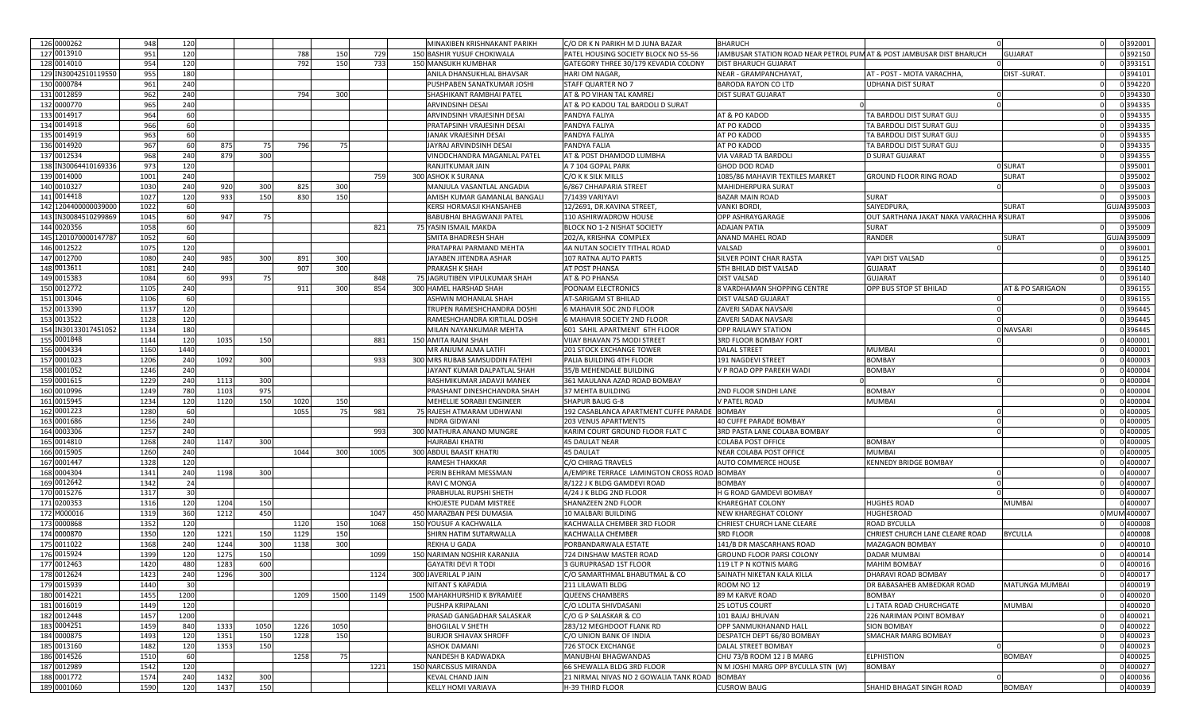| | | | | | | | | | | | | | | | | |
|---|---|---|---|---|---|---|---|---|---|---|---|---|---|---|---|---|
| 126 | 0000262 | 948 | 120 | | | | | | | MINAXIBEN KRISHNAKANT PARIKH | C/O DR K N PARIKH M D JUNA BAZAR | BHARUCH | 0 | | 0 | 392001 |
| 127 | 0013910 | 951 | 120 | | | 788 | 150 | 729 | 150 | BASHIR YUSUF CHOKIWALA | PATEL HOUSING SOCIETY BLOCK NO 55-56 | JAMBUSAR STATION ROAD NEAR PETROL PUM | AT & POST JAMBUSAR DIST BHARUCH | GUJARAT | 0 | 392150 |
| 128 | 0014010 | 954 | 120 | | | 792 | 150 | 733 | 150 | MANSUKH KUMBHAR | GATEGORY THREE 30/179 KEVADIA COLONY | DIST BHARUCH GUJARAT | 0 | | 0 | 393151 |
| 129 | IN30042510119550 | 955 | 180 | | | | | | | ANILA DHANSUKHLAL BHAVSAR | HARI OM NAGAR, | NEAR - GRAMPANCHAYAT, | AT - POST - MOTA VARACHHA, | DIST -SURAT. | 0 | 394101 |
| 130 | 0000784 | 961 | 240 | | | | | | | PUSHPABEN SANATKUMAR JOSHI | STAFF QUARTER NO 7 | BARODA RAYON CO LTD | UDHANA DIST SURAT | 0 | 0 | 394220 |
| 131 | 0012859 | 962 | 240 | | | 794 | 300 | | | SHASHIKANT RAMBHAI PATEL | AT & PO VIHAN TAL KAMREJ | DIST SURAT GUJARAT | 0 | 0 | 0 | 394330 |
| 132 | 0000770 | 965 | 240 | | | | | | | ARVINDSINH DESAI | AT & PO KADOU TAL BARDOLI D SURAT | 0 | 0 | | 0 | 394335 |
| 133 | 0014917 | 964 | 60 | | | | | | | ARVINDSINH VRAJESINH DESAI | PANDYA FALIYA | AT & PO KADOD | TA BARDOLI DIST SURAT GUJ | | 0 | 394335 |
| 134 | 0014918 | 966 | 60 | | | | | | | PRATAPSINH VRAJESINH DESAI | PANDYA FALIYA | AT PO KADOD | TA BARDOLI DIST SURAT GUJ | | 0 | 394335 |
| 135 | 0014919 | 963 | 60 | | | | | | | JANAK VRAJESINH DESAI | PANDYA FALIYA | AT PO KADOD | TA BARDOLI DIST SURAT GUJ | | 0 | 394335 |
| 136 | 0014920 | 967 | 60 | 875 | 75 | 796 | 75 | | | JAYRAJ ARVINDSINH DESAI | PANDYA FALIA | AT PO KADOD | TA BARDOLI DIST SURAT GUJ | | 0 | 394335 |
| 137 | 0012534 | 968 | 240 | 879 | 300 | | | | | VINODCHANDRA MAGANLAL PATEL | AT & POST DHAMDOD LUMBHA | VIA VARAD TA BARDOLI | D SURAT GUJARAT | | 0 | 394355 |
| 138 | IN30064410169336 | 973 | 120 | | | | | | | RANJITKUMAR JAIN | A 7 104 GOPAL PARK | GHOD DOD ROAD | 0 | SURAT | 0 | 395001 |
| 139 | 0014000 | 1001 | 240 | | | | | 759 | 300 | ASHOK K SURANA | C/O K K SILK MILLS | 1085/86 MAHAVIR TEXTILES MARKET | GROUND FLOOR RING ROAD | SURAT | 0 | 395002 |
| 140 | 0010327 | 1030 | 240 | 920 | 300 | 825 | 300 | | | MANJULA VASANTLAL ANGADIA | 6/867 CHHAPARIA STREET | MAHIDHERPURA SURAT | 0 | | 0 | 395003 |
| 141 | 0014418 | 1027 | 120 | 933 | 150 | 830 | 150 | | | AMISH KUMAR GAMANLAL BANGALI | 7/1439 VARIYAVI | BAZAR MAIN ROAD | SURAT | | 0 | 395003 |
| 142 | 1204400000039000 | 1022 | 60 | | | | | | | KERSI HORMASJI KHANSAHEB | 12/2691, DR.KAVINA STREET, | VANKI BORDI, | SAIYEDPURA, | SURAT | GUJA | 395003 |
| 143 | IN30084510299869 | 1045 | 60 | 947 | 75 | | | | | BABUBHAI BHAGWANJI PATEL | 110 ASHIRWADROW HOUSE | OPP ASHRAYGARAGE | OUT SARTHANA JAKAT NAKA VARACHHA R | SURAT | 0 | 395006 |
| 144 | 0020356 | 1058 | 60 | | | | | 821 | 75 | YASIN ISMAIL MAKDA | BLOCK NO 1-2 NISHAT SOCIETY | ADAJAN PATIA | SURAT | | 0 | 395009 |
| 145 | 1201070000147787 | 1052 | 60 | | | | | | | SMITA BHADRESH SHAH | 202/A, KRISHNA COMPLEX | ANAND MAHEL ROAD | RANDER | SURAT | GUJA | 395009 |
| 146 | 0012522 | 1075 | 120 | | | | | | | PRATAPRAI PARMAND MEHTA | 4A NUTAN SOCIETY TITHAL ROAD | VALSAD | | | 0 | 396001 |
| 147 | 0012700 | 1080 | 240 | 985 | 300 | 891 | 300 | | | JAYABEN JITENDRA ASHAR | 107 RATNA AUTO PARTS | SILVER POINT CHAR RASTA | VAPI DIST VALSAD | | 0 | 396125 |
| 148 | 0013611 | 1081 | 240 | | | 907 | 300 | | | PRAKASH K SHAH | AT POST PHANSA | 5TH BHILAD DIST VALSAD | GUJARAT | | 0 | 396140 |
| 149 | 0015383 | 1084 | 60 | 993 | 75 | | | 848 | 75 | JAGRUTIBEN VIPULKUMAR SHAH | AT & PO PHANSA | DIST VALSAD | GUJARAT | | 0 | 396140 |
| 150 | 0012772 | 1105 | 240 | | | 911 | 300 | 854 | 300 | HAMEL HARSHAD SHAH | POONAM ELECTRONICS | 8 VARDHAMAN SHOPPING CENTRE | OPP BUS STOP ST BHILAD | AT & PO SARIGAON | | 396155 |
| 151 | 0013046 | 1106 | 60 | | | | | | | ASHWIN MOHANLAL SHAH | AT-SARIGAM ST BHILAD | DIST VALSAD GUJARAT | 0 | 0 | 0 | 396155 |
| 152 | 0013390 | 1137 | 120 | | | | | | | TRUPEN RAMESHCHANDRA DOSHI | 6 MAHAVIR SOC 2ND FLOOR | ZAVERI SADAK NAVSARI | 0 | 0 | 0 | 396445 |
| 153 | 0013522 | 1128 | 120 | | | | | | | RAMESHCHANDRA KIRTILAL DOSHI | 6 MAHAVIR SOCIETY 2ND FLOOR | ZAVERI SADAK NAVSARI | 0 | 0 | 0 | 396445 |
| 154 | IN30133017451052 | 1134 | 180 | | | | | | | MILAN NAYANKUMAR MEHTA | 601 SAHIL APARTMENT 6TH FLOOR | OPP RAILAWY STATION | 0 | NAVSARI | | 396445 |
| 155 | 0001848 | 1144 | 120 | 1035 | 150 | | | 881 | 150 | AMITA RAJNI SHAH | VIJAY BHAVAN 75 MODI STREET | 3RD FLOOR BOMBAY FORT | 0 | | 0 | 400001 |
| 156 | 0004334 | 1160 | 1440 | | | | | | | MR ANJUM ALMA LATIFI | 201 STOCK EXCHANGE TOWER | DALAL STREET | MUMBAI | | 0 | 400001 |
| 157 | 0001023 | 1206 | 240 | 1092 | 300 | | | 933 | 300 | MRS RUBAB SAMSUDDIN FATEHI | PALIA BUILDING 4TH FLOOR | 191 NAGDEVI STREET | BOMBAY | | 0 | 400003 |
| 158 | 0001052 | 1246 | 240 | | | | | | | JAYANT KUMAR DALPATLAL SHAH | 35/B MEHENDALE BUILDING | V P ROAD OPP PAREKH WADI | BOMBAY | | 0 | 400004 |
| 159 | 0001615 | 1229 | 240 | 1113 | 300 | | | | | RASHMIKUMAR JADAVJI MANEK | 361 MAULANA AZAD ROAD BOMBAY | 0 | 0 | | 0 | 400004 |
| 160 | 0010996 | 1249 | 780 | 1103 | 975 | | | | | PRASHANT DINESHCHANDRA SHAH | 37 MEHTA BUILDING | 2ND FLOOR SINDHI LANE | BOMBAY | | 0 | 400004 |
| 161 | 0015945 | 1234 | 120 | 1120 | 150 | 1020 | 150 | | | MEHELLIE SORABJI ENGINEER | SHAPUR BAUG G-8 | V PATEL ROAD | MUMBAI | | 0 | 400004 |
| 162 | 0001223 | 1280 | 60 | | | 1055 | 75 | 981 | 75 | RAJESH ATMARAM UDHWANI | 192 CASABLANCA APARTMENT CUFFE PARADE | BOMBAY | 0 | | 0 | 400005 |
| 163 | 0001686 | 1256 | 240 | | | | | | | INDRA GIDWANI | 203 VENUS APARTMENTS | 40 CUFFE PARADE BOMBAY | 0 | | 0 | 400005 |
| 164 | 0003306 | 1257 | 240 | | | | | 993 | 300 | MATHURA ANAND MUNGRE | KARIM COURT GROUND FLOOR FLAT C | 3RD PASTA LANE COLABA BOMBAY | 0 | | 0 | 400005 |
| 165 | 0014810 | 1268 | 240 | 1147 | 300 | | | | | HAJRABAI KHATRI | 45 DAULAT NEAR | COLABA POST OFFICE | BOMBAY | | 0 | 400005 |
| 166 | 0015905 | 1260 | 240 | | | 1044 | 300 | 1005 | 300 | ABDUL BAASIT KHATRI | 45 DAULAT | NEAR COLABA POST OFFICE | MUMBAI | | 0 | 400005 |
| 167 | 0001447 | 1328 | 120 | | | | | | | RAMESH THAKKAR | C/O CHIRAG TRAVELS | AUTO COMMERCE HOUSE | KENNEDY BRIDGE BOMBAY | | 0 | 400007 |
| 168 | 0004304 | 1341 | 240 | 1198 | 300 | | | | | PERIN BEHRAM MESSMAN | A/EMPIRE TERRACE LAMINGTON CROSS ROAD | BOMBAY | 0 | | 0 | 400007 |
| 169 | 0012642 | 1342 | 24 | | | | | | | RAVI C MONGA | 8/122 J K BLDG GAMDEVI ROAD | BOMBAY | 0 | | 0 | 400007 |
| 170 | 0015276 | 1317 | 30 | | | | | | | PRABHULAL RUPSHI SHETH | 4/24 J K BLDG 2ND FLOOR | H G ROAD GAMDEVI BOMBAY | 0 | | 0 | 400007 |
| 171 | 0200353 | 1316 | 120 | 1204 | 150 | | | | | KHOJESTE PUDAM MISTREE | SHANAZEEN 2ND FLOOR | KHAREGHAT COLONY | HUGHES ROAD | MUMBAI | | 400007 |
| 172 | M000016 | 1319 | 360 | 1212 | 450 | | | 1047 | 450 | MARAZBAN PESI DUMASIA | 10 MALBARI BUILDING | NEW KHAREGHAT COLONY | HUGHESROAD | 0 | MUM | 400007 |
| 173 | 0000868 | 1352 | 120 | | | 1120 | 150 | 1068 | 150 | YOUSUF A KACHWALLA | KACHWALLA CHEMBER 3RD FLOOR | CHRIEST CHURCH LANE CLEARE | ROAD BYCULLA | | 0 | 400008 |
| 174 | 0000870 | 1350 | 120 | 1221 | 150 | 1129 | 150 | | | SHIRN HATIM SUTARWALLA | KACHWALLA CHEMBER | 3RD FLOOR | CHRIEST CHURCH LANE CLEARE ROAD | BYCULLA | | 400008 |
| 175 | 0011022 | 1368 | 240 | 1244 | 300 | 1138 | 300 | | | REKHA U GADA | PORBANDARWALA ESTATE | 141/B DR MASCARHANS ROAD | MAZAGAON BOMBAY | | 0 | 400010 |
| 176 | 0015924 | 1399 | 120 | 1275 | 150 | | | 1099 | 150 | NARIMAN NOSHIR KARANJIA | 724 DINSHAW MASTER ROAD | GROUND FLOOR PARSI COLONY | DADAR MUMBAI | | 0 | 400014 |
| 177 | 0012463 | 1420 | 480 | 1283 | 600 | | | | | GAYATRI DEVI R TODI | 3 GURUPRASAD 1ST FLOOR | 119 LT P N KOTNIS MARG | MAHIM BOMBAY | | 0 | 400016 |
| 178 | 0012624 | 1423 | 240 | 1296 | 300 | | | 1124 | 300 | JAVERILAL P JAIN | C/O SAMARTHMAL BHABUTMAL & CO | SAINATH NIKETAN KALA KILLA | DHARAVI ROAD BOMBAY | | 0 | 400017 |
| 179 | 0015939 | 1440 | 30 | | | | | | | NITANT S KAPADIA | 211 LILAWATI BLDG | ROOM NO 12 | DR BABASAHEB AMBEDKAR ROAD | MATUNGA MUMBAI | 0 | 400019 |
| 180 | 0014221 | 1455 | 1200 | | | 1209 | 1500 | 1149 | 1500 | MAHAKHURSHID K BYRAMJEE | QUEENS CHAMBERS | 89 M KARVE ROAD | BOMBAY | | 0 | 400020 |
| 181 | 0016019 | 1449 | 120 | | | | | | | PUSHPA KRIPALANI | C/O LOLITA SHIVDASANI | 25 LOTUS COURT | L J TATA ROAD CHURCHGATE | MUMBAI | 0 | 400020 |
| 182 | 0012448 | 1457 | 1200 | | | | | | | PRASAD GANGADHAR SALASKAR | C/O G P SALASKAR & CO | 101 BAJAJ BHUVAN | 226 NARIMAN POINT BOMBAY | | 0 | 400021 |
| 183 | 0004251 | 1459 | 840 | 1333 | 1050 | 1226 | 1050 | | | BHOGILAL V SHETH | 283/12 MEGHDOOT FLANK RD | OPP SANMUKHANAND HALL | SION BOMBAY | | 0 | 400022 |
| 184 | 0000875 | 1493 | 120 | 1351 | 150 | 1228 | 150 | | | BURJOR SHIAVAX SHROFF | C/O UNION BANK OF INDIA | DESPATCH DEPT 66/80 BOMBAY | SMACHAR MARG BOMBAY | | 0 | 400023 |
| 185 | 0013160 | 1482 | 120 | 1353 | 150 | | | | | ASHOK DAMANI | 726 STOCK EXCHANGE | DALAL STREET BOMBAY | 0 | | 0 | 400023 |
| 186 | 0014526 | 1510 | 60 | | | 1258 | 75 | | | NANDESH B KADWADKA | MANUBHAI BHAGWANDAS | CHU 73/B ROOM 12 J B MARG | ELPHISTION | BOMBAY | | 400025 |
| 187 | 0012989 | 1542 | 120 | | | | | 1221 | 150 | NARCISSUS MIRANDA | 66 SHEWALLA BLDG 3RD FLOOR | N M JOSHI MARG OPP BYCULLA STN (W) | BOMBAY | | 0 | 400027 |
| 188 | 0001772 | 1574 | 240 | 1432 | 300 | | | | | KEVAL CHAND JAIN | 21 NIRMAL NIVAS NO 2 GOWALIA TANK ROAD | BOMBAY | 0 | | 0 | 400036 |
| 189 | 0001060 | 1590 | 120 | 1437 | 150 | | | | | KELLY HOMI VARIAVA | H-39 THIRD FLOOR | CUSROW BAUG | SHAHID BHAGAT SINGH ROAD | BOMBAY | | 400039 |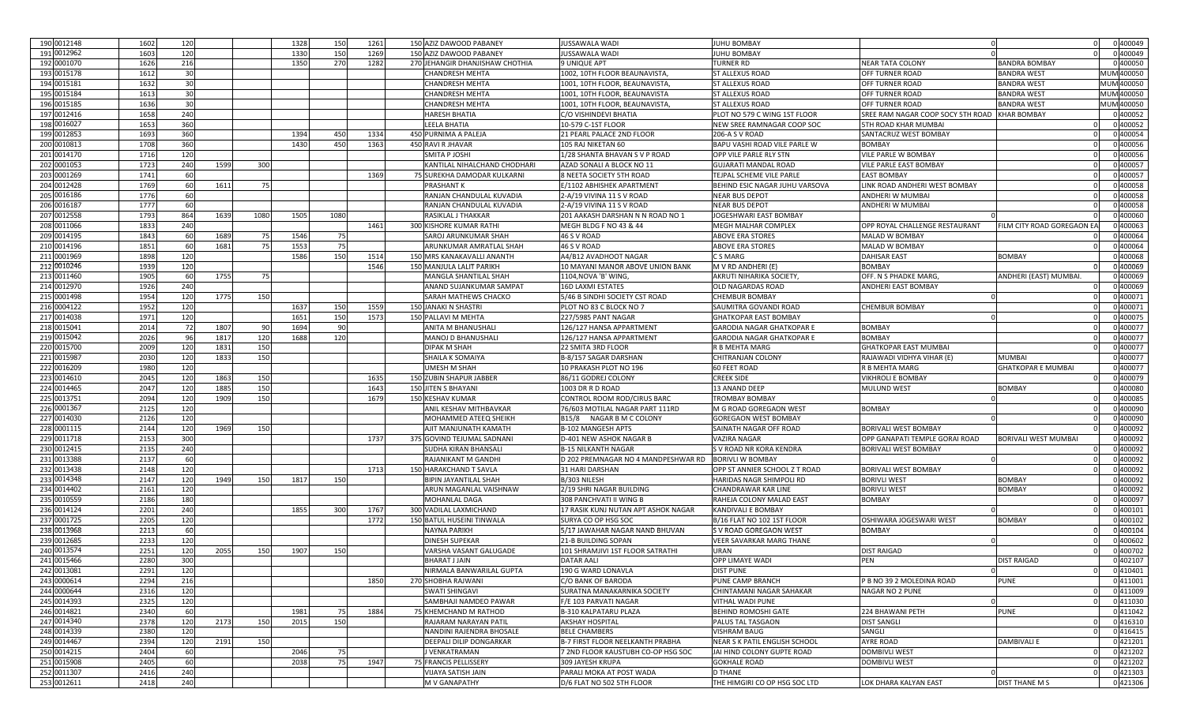| | | | | | | | | | | | | | | | | |
|---|---|---|---|---|---|---|---|---|---|---|---|---|---|---|---|---|
| 190 | 0012148 | 1602 | 120 | | | 1328 | 150 | 1261 | 150 | AZIZ DAWOOD PABANEY | JUSSAWALA WADI | JUHU BOMBAY | 0 | 0 | 0 | 400049 |
| 191 | 0012962 | 1603 | 120 | | | 1330 | 150 | 1269 | 150 | AZIZ DAWOOD PABANEY | JUSSAWALA WADI | JUHU BOMBAY | 0 | 0 | 0 | 400049 |
| 192 | 0001070 | 1626 | 216 | | | 1350 | 270 | 1282 | 270 | JEHANGIR DHANJISHAW CHOTHIA | 9 UNIQUE APT | TURNER RD | NEAR TATA COLONY | BANDRA BOMBAY | 0 | 400050 |
| 193 | 0015178 | 1612 | 30 | | | | | | | CHANDRESH MEHTA | 1002, 10TH FLOOR BEAUNAVISTA, | ST ALLEXUS ROAD | OFF TURNER ROAD | BANDRA WEST | MUM | 400050 |
| 194 | 0015181 | 1632 | 30 | | | | | | | CHANDRESH MEHTA | 1001, 10TH FLOOR, BEAUNAVISTA, | ST ALLEXUS ROAD | OFF TURNER ROAD | BANDRA WEST | MUM | 400050 |
| 195 | 0015184 | 1613 | 30 | | | | | | | CHANDRESH MEHTA | 1001, 10TH FLOOR, BEAUNAVISTA | ST ALLEXUS ROAD | OFF TURNER ROAD | BANDRA WEST | MUM | 400050 |
| 196 | 0015185 | 1636 | 30 | | | | | | | CHANDRESH MEHTA | 1001, 10TH FLOOR, BEAUNAVISTA, | ST ALLEXUS ROAD | OFF TURNER ROAD | BANDRA WEST | MUM | 400050 |
| 197 | 0012416 | 1658 | 240 | | | | | | | HARESH BHATIA | C/O VISHINDEVI BHATIA | PLOT NO 579 C WING 1ST FLOOR | SREE RAM NAGAR COOP SOCY 5TH ROAD | KHAR BOMBAY | 0 | 400052 |
| 198 | 0016027 | 1653 | 360 | | | | | | | LEELA BHATIA | 10-579 C-1ST FLOOR | NEW SREE RAMNAGAR COOP SOC | 5TH ROAD KHAR MUMBAI | 0 | 0 | 400052 |
| 199 | 0012853 | 1693 | 360 | | | 1394 | 450 | 1334 | 450 | PURNIMA A PALEJA | 21 PEARL PALACE 2ND FLOOR | 206-A S V ROAD | SANTACRUZ WEST BOMBAY | 0 | 0 | 400054 |
| 200 | 0010813 | 1708 | 360 | | | 1430 | 450 | 1363 | 450 | RAVI R JHAVAR | 105 RAJ NIKETAN 60 | BAPU VASHI ROAD VILE PARLE W | BOMBAY | 0 | 0 | 400056 |
| 201 | 0014170 | 1716 | 120 | | | | | | | SMITA P JOSHI | 1/28 SHANTA BHAVAN S V P ROAD | OPP VILE PARLE RLY STN | VILE PARLE W BOMBAY | 0 | 0 | 400056 |
| 202 | 0001053 | 1723 | 240 | 1599 | 300 | | | | | KANTILAL NIHALCHAND CHODHARI | AZAD SONALI A BLOCK NO 11 | GUJARATI MANDAL ROAD | VILE PARLE EAST BOMBAY | 0 | 0 | 400057 |
| 203 | 0001269 | 1741 | 60 | | | | | 1369 | 75 | SUREKHA DAMODAR KULKARNI | 8 NEETA SOCIETY 5TH ROAD | TEJPAL SCHEME VILE PARLE | EAST BOMBAY | 0 | 0 | 400057 |
| 204 | 0012428 | 1769 | 60 | 1611 | 75 | | | | | PRASHANT K | E/1102 ABHISHEK APARTMENT | BEHIND ESIC NAGAR JUHU VARSOVA | LINK ROAD ANDHERI WEST BOMBAY | 0 | 0 | 400058 |
| 205 | 0016186 | 1776 | 60 | | | | | | | RANJAN CHANDULAL KUVADIA | 2-A/19 VIVINA 11 S V ROAD | NEAR BUS DEPOT | ANDHERI W MUMBAI | 0 | 0 | 400058 |
| 206 | 0016187 | 1777 | 60 | | | | | | | RANJAN CHANDULAL KUVADIA | 2-A/19 VIVINA 11 S V ROAD | NEAR BUS DEPOT | ANDHERI W MUMBAI | 0 | 0 | 400058 |
| 207 | 0012558 | 1793 | 864 | 1639 | 1080 | 1505 | 1080 | | | RASIKLAL J THAKKAR | 201 AAKASH DARSHAN N N ROAD NO 1 | JOGESHWARI EAST BOMBAY | 0 | 0 | 0 | 400060 |
| 208 | 0011066 | 1833 | 240 | | | | | 1461 | 300 | KISHORE KUMAR RATHI | MEGH BLDG F NO 43 & 44 | MEGH MALHAR COMPLEX | OPP ROYAL CHALLENGE RESTAURANT | FILM CITY ROAD GOREGAON EA | 0 | 400063 |
| 209 | 0014195 | 1843 | 60 | 1689 | 75 | 1546 | 75 | | | SAROJ ARUNKUMAR SHAH | 46 S V ROAD | ABOVE ERA STORES | MALAD W BOMBAY | 0 | 0 | 400064 |
| 210 | 0014196 | 1851 | 60 | 1681 | 75 | 1553 | 75 | | | ARUNKUMAR AMRATLAL SHAH | 46 S V ROAD | ABOVE ERA STORES | MALAD W BOMBAY | 0 | 0 | 400064 |
| 211 | 0001969 | 1898 | 120 | | | 1586 | 150 | 1514 | 150 | MRS KANAKAVALLI ANANTH | A4/B12 AVADHOOT NAGAR | C S MARG | DAHISAR EAST | BOMBAY | 0 | 400068 |
| 212 | 0010246 | 1939 | 120 | | | | | 1546 | 150 | MANJULA LALIT PARIKH | 10 MAYANI MANOR ABOVE UNION BANK | M V RD ANDHERI (E) | BOMBAY | 0 | 0 | 400069 |
| 213 | 0011460 | 1905 | 60 | 1755 | 75 | | | | | MANGLA SHANTILAL SHAH | 1104,NOVA 'B' WING, | AKRUTI NIHARIKA SOCIETY, | OFF. N S PHADKE MARG, | ANDHERI (EAST) MUMBAI. | 0 | 400069 |
| 214 | 0012970 | 1926 | 240 | | | | | | | ANAND SUJANKUMAR SAMPAT | 160 LAXMI ESTATES | OLD NAGARDAS ROAD | ANDHERI EAST BOMBAY | 0 | 0 | 400069 |
| 215 | 0001498 | 1954 | 120 | 1775 | 150 | | | | | SARAH MATHEWS CHACKO | 5/46 B SINDHI SOCIETY CST ROAD | CHEMBUR BOMBAY | 0 | 0 | 0 | 400071 |
| 216 | 0004122 | 1952 | 120 | | | 1637 | 150 | 1559 | 150 | JANAKI N SHASTRI | PLOT NO 83 C BLOCK NO 7 | SAUMITRA GOVANDI ROAD | CHEMBUR BOMBAY | 0 | 0 | 400071 |
| 217 | 0014038 | 1971 | 120 | | | 1651 | 150 | 1573 | 150 | PALLAVI M MEHTA | 227/5985 PANT NAGAR | GHATKOPAR EAST BOMBAY | 0 | 0 | 0 | 400075 |
| 218 | 0015041 | 2014 | 72 | 1807 | 90 | 1694 | 90 | | | ANITA M BHANUSHALI | 126/127 HANSA APPARTMENT | GARODIA NAGAR GHATKOPAR E | BOMBAY | 0 | 0 | 400077 |
| 219 | 0015042 | 2026 | 96 | 1817 | 120 | 1688 | 120 | | | MANOJ D BHANUSHALI | 126/127 HANSA APPARTMENT | GARODIA NAGAR GHATKOPAR E | BOMBAY | 0 | 0 | 400077 |
| 220 | 0015700 | 2009 | 120 | 1831 | 150 | | | | | DIPAK M SHAH | 22 SMITA 3RD FLOOR | R B MEHTA MARG | GHATKOPAR EAST MUMBAI | 0 | 0 | 400077 |
| 221 | 0015987 | 2030 | 120 | 1833 | 150 | | | | | SHAILA K SOMAIYA | B-8/157 SAGAR DARSHAN | CHITRANJAN COLONY | RAJAWADI VIDHYA VIHAR (E) | MUMBAI | 0 | 400077 |
| 222 | 0016209 | 1980 | 120 | | | | | | | UMESH M SHAH | 10 PRAKASH PLOT NO 196 | 60 FEET ROAD | R B MEHTA MARG | GHATKOPAR E MUMBAI | 0 | 400077 |
| 223 | 0014610 | 2045 | 120 | 1863 | 150 | | | 1635 | 150 | ZUBIN SHAPUR JABBER | 86/11 GODREJ COLONY | CREEK SIDE | VIKHROLI E BOMBAY | 0 | 0 | 400079 |
| 224 | 0014465 | 2047 | 120 | 1885 | 150 | | | 1643 | 150 | JITEN S BHAYANI | 1003 DR R D ROAD | 13 ANAND DEEP | MULUND WEST | BOMBAY | 0 | 400080 |
| 225 | 0013751 | 2094 | 120 | 1909 | 150 | | | 1679 | 150 | KESHAV KUMAR | CONTROL ROOM ROD/CIRUS BARC | TROMBAY BOMBAY | 0 | 0 | 0 | 400085 |
| 226 | 0001367 | 2125 | 120 | | | | | | | ANIL KESHAV MITHBAVKAR | 76/603 MOTILAL NAGAR PART 111RD | M G ROAD GOREGAON WEST | BOMBAY | 0 | 0 | 400090 |
| 227 | 0014030 | 2126 | 120 | | | | | | | MOHAMMED ATEEQ SHEIKH | B15/8 NAGAR B M C COLONY | GOREGAON WEST BOMBAY | 0 | 0 | 0 | 400090 |
| 228 | 0001115 | 2144 | 120 | 1969 | 150 | | | | | AJIT MANJUNATH KAMATH | B-102 MANGESH APTS | SAINATH NAGAR OFF ROAD | BORIVALI WEST BOMBAY | 0 | 0 | 400092 |
| 229 | 0011718 | 2153 | 300 | | | | | 1737 | 375 | GOVIND TEJUMAL SADNANI | D-401 NEW ASHOK NAGAR B | VAZIRA NAGAR | OPP GANAPATI TEMPLE GORAI ROAD | BORIVALI WEST MUMBAI | 0 | 400092 |
| 230 | 0012415 | 2135 | 240 | | | | | | | SUDHA KIRAN BHANSALI | B-15 NILKANTH NAGAR | S V ROAD NR KORA KENDRA | BORIVALI WEST BOMBAY | 0 | 0 | 400092 |
| 231 | 0013388 | 2137 | 60 | | | | | | | RAJANIKANT M GANDHI | D 202 PREMNAGAR NO 4 MANDPESHWAR RD | BORIVLI W BOMBAY | 0 | 0 | 0 | 400092 |
| 232 | 0013438 | 2148 | 120 | | | | | 1713 | 150 | HARAKCHAND T SAVLA | 31 HARI DARSHAN | OPP ST ANNIER SCHOOL Z T ROAD | BORIVALI WEST BOMBAY | 0 | 0 | 400092 |
| 233 | 0014348 | 2147 | 120 | 1949 | 150 | 1817 | 150 | | | BIPIN JAYANTILAL SHAH | B/303 NILESH | HARIDAS NAGR SHIMPOLI RD | BORIVLI WEST | BOMBAY | 0 | 400092 |
| 234 | 0014402 | 2161 | 120 | | | | | | | ARUN MAGANLAL VAISHNAW | 2/19 SHRI NAGAR BUILDING | CHANDRAWAR KAR LINE | BORIVLI WEST | BOMBAY | 0 | 400092 |
| 235 | 0010559 | 2186 | 180 | | | | | | | MOHANLAL DAGA | 308 PANCHVATI II WING B | RAHEJA COLONY MALAD EAST | BOMBAY | 0 | 0 | 400097 |
| 236 | 0014124 | 2201 | 240 | | | 1855 | 300 | 1767 | 300 | VADILAL LAXMICHAND | 17 RASIK KUNJ NUTAN APT ASHOK NAGAR | KANDIVALI E BOMBAY | 0 | 0 | 0 | 400101 |
| 237 | 0001725 | 2205 | 120 | | | | | 1772 | 150 | BATUL HUSEINI TINWALA | SURYA CO OP HSG SOC | B/16 FLAT NO 102 1ST FLOOR | OSHIWARA JOGESWARI WEST | BOMBAY | 0 | 400102 |
| 238 | 0013968 | 2213 | 60 | | | | | | | NAYNA PARIKH | 5/17 JAWAHAR NAGAR NAND BHUVAN | S V ROAD GOREGAON WEST | BOMBAY | 0 | 0 | 400104 |
| 239 | 0012685 | 2233 | 120 | | | | | | | DINESH SUPEKAR | 21-B BUILDING SOPAN | VEER SAVARKAR MARG THANE | 0 | 0 | 0 | 400602 |
| 240 | 0013574 | 2251 | 120 | 2055 | 150 | 1907 | 150 | | | VARSHA VASANT GALUGADE | 101 SHRAMJIVI 1ST FLOOR SATRATHI | URAN | DIST RAIGAD | 0 | 0 | 400702 |
| 241 | 0015466 | 2280 | 300 | | | | | | | BHARAT J JAIN | DATAR AALI | OPP LIMAYE WADI | PEN | DIST RAIGAD | 0 | 402107 |
| 242 | 0013081 | 2291 | 120 | | | | | | | NIRMALA BANWARILAL GUPTA | 190 G WARD LONAVLA | DIST PUNE | 0 | 0 | 0 | 410401 |
| 243 | 0000614 | 2294 | 216 | | | | | 1850 | 270 | SHOBHA RAJWANI | C/O BANK OF BARODA | PUNE CAMP BRANCH | P B NO 39 2 MOLEDINA ROAD | PUNE | 0 | 411001 |
| 244 | 0000644 | 2316 | 120 | | | | | | | SWATI SHINGAVI | SURATNA MANAKARNIKA SOCIETY | CHINTAMANI NAGAR SAHAKAR | NAGAR NO 2 PUNE | 0 | 0 | 411009 |
| 245 | 0014393 | 2325 | 120 | | | | | | | SAMBHAJI NAMDEO PAWAR | F/E 103 PARVATI NAGAR | VITHAL WADI PUNE | 0 | 0 | 0 | 411030 |
| 246 | 0014821 | 2340 | 60 | | | 1981 | 75 | 1884 | 75 | KHEMCHAND M RATHOD | B-310 KALPATARU PLAZA | BEHIND ROMOSHI GATE | 224 BHAWANI PETH | PUNE | 0 | 411042 |
| 247 | 0014340 | 2378 | 120 | 2173 | 150 | 2015 | 150 | | | RAJARAM NARAYAN PATIL | AKSHAY HOSPITAL | PALUS TAL TASGAON | DIST SANGLI | 0 | 0 | 416310 |
| 248 | 0014339 | 2380 | 120 | | | | | | | NANDINI RAJENDRA BHOSALE | BELE CHAMBERS | VISHRAM BAUG | SANGLI | 0 | 0 | 416415 |
| 249 | 0014467 | 2394 | 120 | 2191 | 150 | | | | | DEEPALI DILIP DONGARKAR | B-7 FIRST FLOOR NEELKANTH PRABHA | NEAR S K PATIL ENGLISH SCHOOL | AYRE ROAD | DAMBIVALI E | 0 | 421201 |
| 250 | 0014215 | 2404 | 60 | | | 2046 | 75 | | | J VENKATRAMAN | 7 2ND FLOOR KAUSTUBH CO-OP HSG SOC | JAI HIND COLONY GUPTE ROAD | DOMBIVLI WEST | 0 | 0 | 421202 |
| 251 | 0015908 | 2405 | 60 | | | 2038 | 75 | 1947 | 75 | FRANCIS PELLISSERY | 309 JAYESH KRUPA | GOKHALE ROAD | DOMBIVLI WEST | 0 | 0 | 421202 |
| 252 | 0011307 | 2416 | 240 | | | | | | | VIJAYA SATISH JAIN | PARALI MOKA AT POST WADA | D THANE | 0 | 0 | 0 | 421303 |
| 253 | 0012611 | 2418 | 240 | | | | | | | M V GANAPATHY | D/6 FLAT NO 502 5TH FLOOR | THE HIMGIRI CO OP HSG SOC LTD | LOK DHARA KALYAN EAST | DIST THANE M S | 0 | 421306 |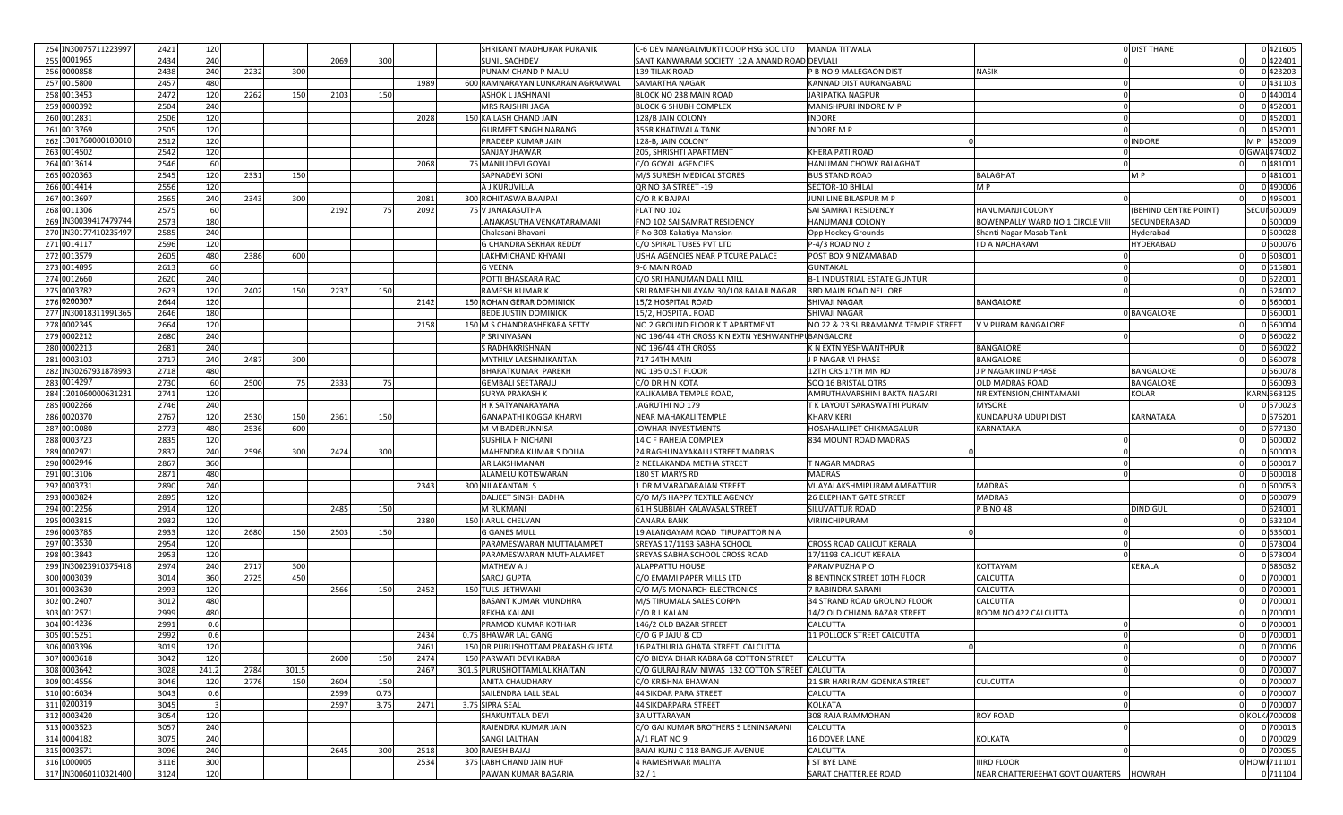| 254 | IN30075711223997 | 2421 | 120 | | | | | | | SHRIKANT MADHUKAR PURANIK | C-6 DEV MANGALMURTI COOP HSG SOC LTD | MANDA TITWALA | | 0 | DIST THANE | 0 | 421605 |
|---|---|---|---|---|---|---|---|---|---|---|---|---|---|---|---|---|---|
| 255 | 0001965 | 2434 | 240 | | | 2069 | 300 | | | SUNIL SACHDEV | SANT KANWARAM SOCIETY 12 A ANAND ROAD | DEVLALI | | 0 | | 0 | 422401 |
| 256 | 0000858 | 2438 | 240 | 2232 | 300 | | | | | PUNAM CHAND P MALU | 139 TILAK ROAD | P B NO 9 MALEGAON DIST | NASIK | | | 0 | 423203 |
| 257 | 0015800 | 2457 | 480 | | | | | 1989 | 600 | RAMNARAYAN LUNKARAN AGRAAWAL | SAMARTHA NAGAR | KANNAD DIST AURANGABAD | | 0 | | 0 | 431103 |
| 258 | 0013453 | 2472 | 120 | 2262 | 150 | 2103 | 150 | | | ASHOK L JASHNANI | BLOCK NO 238 MAIN ROAD | JARIPATKA NAGPUR | | 0 | | 0 | 440014 |
| 259 | 0000392 | 2504 | 240 | | | | | | | MRS RAJSHRI JAGA | BLOCK G SHUBH COMPLEX | MANISHPURI INDORE M P | | 0 | | 0 | 452001 |
| 260 | 0012831 | 2506 | 120 | | | | | 2028 | 150 | KAILASH CHAND JAIN | 128/B JAIN COLONY | INDORE | | 0 | | 0 | 452001 |
| 261 | 0013769 | 2505 | 120 | | | | | | | GURMEET SINGH NARANG | 355R KHATIWALA TANK | INDORE M P | | 0 | | 0 | 452001 |
| 262 | 1301760000180010 | 2512 | 120 | | | | | | | PRADEEP KUMAR JAIN | 128-B, JAIN COLONY | | 0 | 0 | INDORE | M P | 452009 |
| 263 | 0014502 | 2542 | 120 | | | | | | | SANJAY JHAWAR | 205, SHRISHTI APARTMENT | KHERA PATI ROAD | | | | 0 | GWAL 474002 |
| 264 | 0013614 | 2546 | 60 | | | | | 2068 | 75 | MANJUDEVI GOYAL | C/O GOYAL AGENCIES | HANUMAN CHOWK BALAGHAT | | 0 | | 0 | 481001 |
| 265 | 0020363 | 2545 | 120 | 2331 | 150 | | | | | SAPNADEVI SONI | M/S SURESH MEDICAL STORES | BUS STAND ROAD | BALAGHAT | | M P | 0 | 481001 |
| 266 | 0014414 | 2556 | 120 | | | | | | | A J KURUVILLA | QR NO 3A STREET -19 | SECTOR-10 BHILAI | M P | | | 0 | 490006 |
| 267 | 0013697 | 2565 | 240 | 2343 | 300 | | | 2081 | 300 | ROHITASWA BAAJPAI | C/O R K BAJPAI | JUNI LINE BILASPUR M P | | 0 | | 0 | 495001 |
| 268 | 0011306 | 2575 | 60 | | | 2192 | 75 | 2092 | 75 | V JANAKASUTHA | FLAT NO 102 | SAI SAMRAT RESIDENCY | HANUMANJI COLONY | | (BEHIND CENTRE POINT) | SECUN | 500009 |
| 269 | IN30039417479744 | 2573 | 180 | | | | | | | JANAKASUTHA VENKATARAMANI | FNO 102 SAI SAMRAT RESIDENCY | HANUMANJI COLONY | BOWENPALLY WARD NO 1 CIRCLE VIII | | SECUNDERABAD | 0 | 500009 |
| 270 | IN30177410235497 | 2585 | 240 | | | | | | | Chalasani Bhavani | F No 303 Kakatiya Mansion | Opp Hockey Grounds | Shanti Nagar Masab Tank | | Hyderabad | 0 | 500028 |
| 271 | 0014117 | 2596 | 120 | | | | | | | G CHANDRA SEKHAR REDDY | C/O SPIRAL TUBES PVT LTD | P-4/3 ROAD NO 2 | I D A NACHARAM | | HYDERABAD | 0 | 500076 |
| 272 | 0013579 | 2605 | 480 | 2386 | 600 | | | | | LAKHMICHAND KHYANI | USHA AGENCIES NEAR PITCURE PALACE | POST BOX 9 NIZAMABAD | | 0 | | 0 | 503001 |
| 273 | 0014895 | 2613 | 60 | | | | | | | G VEENA | 9-6 MAIN ROAD | GUNTAKAL | | 0 | | 0 | 515801 |
| 274 | 0012660 | 2620 | 240 | | | | | | | POTTI BHASKARA RAO | C/O SRI HANUMAN DALL MILL | B-1 INDUSTRIAL ESTATE GUNTUR | | 0 | | 0 | 522001 |
| 275 | 0003782 | 2623 | 120 | 2402 | 150 | 2237 | 150 | | | RAMESH KUMAR K | SRI RAMESH NILAYAM 30/108 BALAJI NAGAR | 3RD MAIN ROAD NELLORE | | 0 | | 0 | 524002 |
| 276 | 0200307 | 2644 | 120 | | | | | 2142 | 150 | ROHAN GERAR DOMINICK | 15/2 HOSPITAL ROAD | SHIVAJI NAGAR | BANGALORE | | | 0 | 560001 |
| 277 | IN30018311991365 | 2646 | 180 | | | | | | | BEDE JUSTIN DOMINICK | 15/2, HOSPITAL ROAD | SHIVAJI NAGAR | | 0 | BANGALORE | 0 | 560001 |
| 278 | 0002345 | 2664 | 120 | | | | | 2158 | 150 | M S CHANDRASHEKARA SETTY | NO 2 GROUND FLOOR K T APARTMENT | NO 22 & 23 SUBRAMANYA TEMPLE STREET | V V PURAM BANGALORE | | | 0 | 560004 |
| 279 | 0002212 | 2680 | 240 | | | | | | | P SRINIVASAN | NO 196/44 4TH CROSS K N EXTN YESHWANTHPUR | BANGALORE | | 0 | | 0 | 560022 |
| 280 | 0002213 | 2681 | 240 | | | | | | | S RADHAKRISHNAN | NO 196/44 4TH CROSS | K N EXTN YESHWANTHPUR | BANGALORE | | | 0 | 560022 |
| 281 | 0003103 | 2717 | 240 | 2487 | 300 | | | | | MYTHILY LAKSHMIKANTAN | 717 24TH MAIN | J P NAGAR VI PHASE | BANGALORE | | | 0 | 560078 |
| 282 | IN30267931878993 | 2718 | 480 | | | | | | | BHARATKUMAR PAREKH | NO 195 01ST FLOOR | 12TH CRS 17TH MN RD | J P NAGAR IIND PHASE | | BANGALORE | 0 | 560078 |
| 283 | 0014297 | 2730 | 60 | 2500 | 75 | 2333 | 75 | | | GEMBALI SEETARAJU | C/O DR H N KOTA | SOQ 16 BRISTAL QTRS | OLD MADRAS ROAD | | BANGALORE | 0 | 560093 |
| 284 | 1201060000631231 | 2741 | 120 | | | | | | | SURYA PRAKASH K | KALIKAMBA TEMPLE ROAD, | AMRUTHAVARSHINI BAKTA NAGARI | NR EXTENSION,CHINTAMANI | | KOLAR | KARN | 563125 |
| 285 | 0002266 | 2746 | 240 | | | | | | | H K SATYANARAYANA | JAGRUTHI NO 179 | T K LAYOUT SARASWATHI PURAM | MYSORE | | | 0 | 570023 |
| 286 | 0020370 | 2767 | 120 | 2530 | 150 | 2361 | 150 | | | GANAPATHI KOGGA KHARVI | NEAR MAHAKALI TEMPLE | KHARVIKERI | KUNDAPURA UDUPI DIST | | KARNATAKA | 0 | 576201 |
| 287 | 0010080 | 2773 | 480 | 2536 | 600 | | | | | M M BADERUNNISA | JOWHAR INVESTMENTS | HOSAHALLIPET CHIKMAGALUR | KARNATAKA | | | 0 | 577130 |
| 288 | 0003723 | 2835 | 120 | | | | | | | SUSHILA H NICHANI | 14 C F RAHEJA COMPLEX | 834 MOUNT ROAD MADRAS | | 0 | | 0 | 600002 |
| 289 | 0002971 | 2837 | 240 | 2596 | 300 | 2424 | 300 | | | MAHENDRA KUMAR S DOLIA | 24 RAGHUNAYAKALU STREET MADRAS | | 0 | 0 | | 0 | 600003 |
| 290 | 0002946 | 2867 | 360 | | | | | | | AR LAKSHMANAN | 2 NEELAKANDA METHA STREET | T NAGAR MADRAS | | 0 | | 0 | 600017 |
| 291 | 0013106 | 2871 | 480 | | | | | | | ALAMELU KOTISWARAN | 180 ST MARYS RD | MADRAS | | 0 | | 0 | 600018 |
| 292 | 0003731 | 2890 | 240 | | | | | 2343 | 300 | NILAKANTAN S | 1 DR M VARADARAJAN STREET | VIJAYALAKSHMIPURAM AMBATTUR | MADRAS | | | 0 | 600053 |
| 293 | 0003824 | 2895 | 120 | | | | | | | DALJEET SINGH DADHA | C/O M/S HAPPY TEXTILE AGENCY | 26 ELEPHANT GATE STREET | MADRAS | | | 0 | 600079 |
| 294 | 0012256 | 2914 | 120 | | | 2485 | 150 | | | M RUKMANI | 61 H SUBBIAH KALAVASAL STREET | SILUVATTUR ROAD | P B NO 48 | | DINDIGUL | 0 | 624001 |
| 295 | 0003815 | 2932 | 120 | | | | | 2380 | 150 | I ARUL CHELVAN | CANARA BANK | VIRINCHIPURAM | | 0 | | 0 | 632104 |
| 296 | 0003785 | 2933 | 120 | 2680 | 150 | 2503 | 150 | | | G GANES MULL | 19 ALANGAYAM ROAD TIRUPATTOR N A | | 0 | 0 | | 0 | 635001 |
| 297 | 0013530 | 2954 | 120 | | | | | | | PARAMESWARAN MUTTALAMPET | SREYAS 17/1193 SABHA SCHOOL | CROSS ROAD CALICUT KERALA | | 0 | | 0 | 673004 |
| 298 | 0013843 | 2953 | 120 | | | | | | | PARAMESWARAN MUTHALAMPET | SREYAS SABHA SCHOOL CROSS ROAD | 17/1193 CALICUT KERALA | | 0 | | 0 | 673004 |
| 299 | IN30023910375418 | 2974 | 240 | 2717 | 300 | | | | | MATHEW A J | ALAPPATTU HOUSE | PARAMPUZHA P O | KOTTAYAM | | KERALA | 0 | 686032 |
| 300 | 0003039 | 3014 | 360 | 2725 | 450 | | | | | SAROJ GUPTA | C/O EMAMI PAPER MILLS LTD | 8 BENTINCK STREET 10TH FLOOR | CALCUTTA | | | 0 | 700001 |
| 301 | 0003630 | 2993 | 120 | | | 2566 | 150 | 2452 | 150 | TULSI JETHWANI | C/O M/S MONARCH ELECTRONICS | 7 RABINDRA SARANI | CALCUTTA | | | 0 | 700001 |
| 302 | 0012407 | 3012 | 480 | | | | | | | BASANT KUMAR MUNDHRA | M/S TIRUMALA SALES CORPN | 34 STRAND ROAD GROUND FLOOR | CALCUTTA | | | 0 | 700001 |
| 303 | 0012571 | 2999 | 480 | | | | | | | REKHA KALANI | C/O R L KALANI | 14/2 OLD CHIANA BAZAR STREET | ROOM NO 422 CALCUTTA | | | 0 | 700001 |
| 304 | 0014236 | 2991 | 0.6 | | | | | | | PRAMOD KUMAR KOTHARI | 146/2 OLD BAZAR STREET | CALCUTTA | | 0 | | 0 | 700001 |
| 305 | 0015251 | 2992 | 0.6 | | | | | 2434 | 0.75 | BHAWAR LAL GANG | C/O G P JAJU & CO | 11 POLLOCK STREET CALCUTTA | | 0 | | 0 | 700001 |
| 306 | 0003396 | 3019 | 120 | | | | | 2461 | 150 | DR PURUSHOTTAM PRAKASH GUPTA | 16 PATHURIA GHATA STREET CALCUTTA | | 0 | 0 | | 0 | 700006 |
| 307 | 0003618 | 3042 | 120 | | | 2600 | 150 | 2474 | 150 | PARWATI DEVI KABRA | C/O BIDYA DHAR KABRA 68 COTTON STREET | CALCUTTA | | 0 | | 0 | 700007 |
| 308 | 0003642 | 3028 | 241.2 | 2784 | 301.5 | | | 2467 | 301.5 | PURUSHOTTAMLAL KHAITAN | C/O GULRAJ RAM NIWAS 132 COTTON STREET | CALCUTTA | | 0 | | 0 | 700007 |
| 309 | 0014556 | 3046 | 120 | 2776 | 150 | 2604 | 150 | | | ANITA CHAUDHARY | C/O KRISHNA BHAWAN | 21 SIR HARI RAM GOENKA STREET | CULCUTTA | | | 0 | 700007 |
| 310 | 0016034 | 3043 | 0.6 | | | 2599 | 0.75 | | | SAILENDRA LALL SEAL | 44 SIKDAR PARA STREET | CALCUTTA | | 0 | | 0 | 700007 |
| 311 | 0200319 | 3045 | 3 | | | 2597 | 3.75 | 2471 | 3.75 | SIPRA SEAL | 44 SIKDARPARA STREET | KOLKATA | | 0 | | 0 | 700007 |
| 312 | 0003420 | 3054 | 120 | | | | | | | SHAKUNTALA DEVI | 3A UTTARAYAN | 308 RAJA RAMMOHAN | ROY ROAD | | | 0 | KOLK 700008 |
| 313 | 0003523 | 3057 | 240 | | | | | | | RAJENDRA KUMAR JAIN | C/O GAJ KUMAR BROTHERS 5 LENINSARANI | CALCUTTA | | 0 | | 0 | 700013 |
| 314 | 0004182 | 3075 | 240 | | | | | | | SANGI LALTHAN | A/1 FLAT NO 9 | 16 DOVER LANE | KOLKATA | | | 0 | 700029 |
| 315 | 0003571 | 3096 | 240 | | | 2645 | 300 | 2518 | 300 | RAJESH BAJAJ | BAJAJ KUNJ C 118 BANGUR AVENUE | CALCUTTA | | 0 | | 0 | 700055 |
| 316 | L000005 | 3116 | 300 | | | | | 2534 | 375 | LABH CHAND JAIN HUF | 4 RAMESHWAR MALIYA | I ST BYE LANE | IIIRD FLOOR | | | 0 | HOW 711101 |
| 317 | IN30060110321400 | 3124 | 120 | | | | | | | PAWAN KUMAR BAGARIA | 32 / 1 | SARAT CHATTERJEE ROAD | NEAR CHATTERJEEHAT GOVT QUARTERS | | HOWRAH | 0 | 711104 |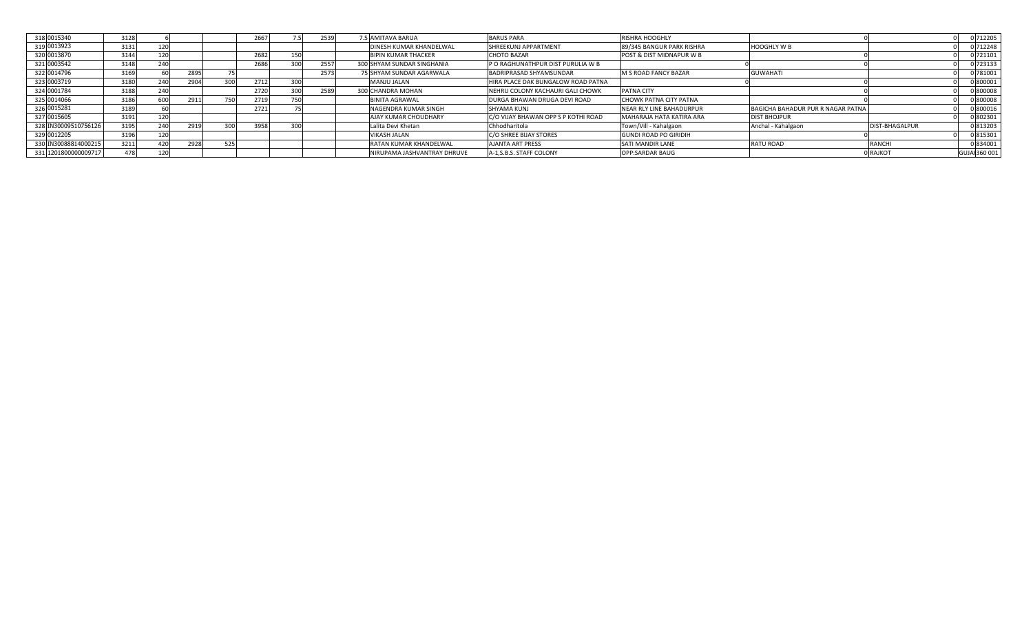| | | | | | | | | | | | | | | | | |
|---|---|---|---|---|---|---|---|---|---|---|---|---|---|---|---|---|
| 318 | 0015340 | 3128 | 6 | | | 2667 | 7.5 | 2539 | 7.5 | AMITAVA BARUA | BARUS PARA | RISHRA HOOGHLY | | 0 | 0 | 712205 |
| 319 | 0013923 | 3131 | 120 | | | | | | | DINESH KUMAR KHANDELWAL | SHREEKUNJ APPARTMENT | 89/345 BANGUR PARK RISHRA | HOOGHLY W B | 0 | 0 | 712248 |
| 320 | 0013870 | 3144 | 120 | | | 2682 | 150 | | | BIPIN KUMAR THACKER | CHOTO BAZAR | POST & DIST MIDNAPUR W B | | 0 | 0 | 721101 |
| 321 | 0003542 | 3148 | 240 | | | 2686 | 300 | 2557 | 300 | SHYAM SUNDAR SINGHANIA | P O RAGHUNATHPUR DIST PURULIA W B | 0 | | 0 | 0 | 723133 |
| 322 | 0014796 | 3169 | 60 | 2895 | 75 | | | 2573 | 75 | SHYAM SUNDAR AGARWALA | BADRIPRASAD SHYAMSUNDAR | M S ROAD FANCY BAZAR | GUWAHATI | 0 | 0 | 781001 |
| 323 | 0003719 | 3180 | 240 | 2904 | 300 | 2712 | 300 | | | MANJU JALAN | HIRA PLACE DAK BUNGALOW ROAD PATNA | 0 | | 0 | 0 | 800001 |
| 324 | 0001784 | 3188 | 240 | | | 2720 | 300 | 2589 | 300 | CHANDRA MOHAN | NEHRU COLONY KACHAURI GALI CHOWK | PATNA CITY | | 0 | 0 | 800008 |
| 325 | 0014066 | 3186 | 600 | 2911 | 750 | 2719 | 750 | | | BINITA AGRAWAL | DURGA BHAWAN DRUGA DEVI ROAD | CHOWK PATNA CITY PATNA | | 0 | 0 | 800008 |
| 326 | 0015281 | 3189 | 60 | | | 2721 | 75 | | | NAGENDRA KUMAR SINGH | SHYAMA KUNJ | NEAR RLY LINE BAHADURPUR | BAGICHA BAHADUR PUR R NAGAR PATNA | 0 | 0 | 800016 |
| 327 | 0015605 | 3191 | 120 | | | | | | | AJAY KUMAR CHOUDHARY | C/O VIJAY BHAWAN OPP S P KOTHI ROAD | MAHARAJA HATA KATIRA ARA | DIST BHOJPUR | 0 | 0 | 802301 |
| 328 | IN30009510756126 | 3195 | 240 | 2919 | 300 | 3958 | 300 | | | Lalita Devi Khetan | Chhodharitola | Town/Vill - Kahalgaon | Anchal - Kahalgaon | DIST-BHAGALPUR | 0 | 813203 |
| 329 | 0012205 | 3196 | 120 | | | | | | | VIKASH JALAN | C/O SHREE BIJAY STORES | GUNDI ROAD PO GIRIDIH | | 0 | 0 | 815301 |
| 330 | IN30088814000215 | 3211 | 420 | 2928 | 525 | | | | | RATAN KUMAR KHANDELWAL | AJANTA ART PRESS | SATI MANDIR LANE | RATU ROAD | RANCHI | 0 | 834001 |
| 331 | 1201800000009717 | 478 | 120 | | | | | | | NIRUPAMA JASHVANTRAY DHRUVE | A-1,S.B.S. STAFF COLONY | OPP:SARDAR BAUG | 0 | RAJKOT | GUJAI | 360 001 |